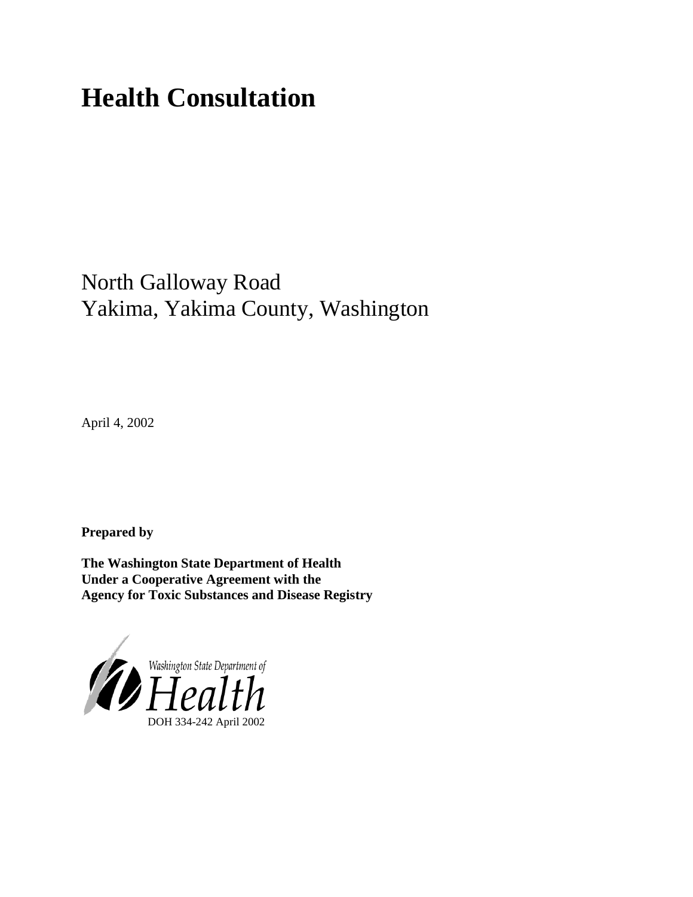# Health Consultation

North Galloway Road
Yakima, Yakima County, Washington

April 4, 2002

**Prepared by**

**The Washington State Department of Health**
**Under a Cooperative Agreement with the**
**Agency for Toxic Substances and Disease Registry**

Washington State Department of
Health
DOH 334-242 April 2002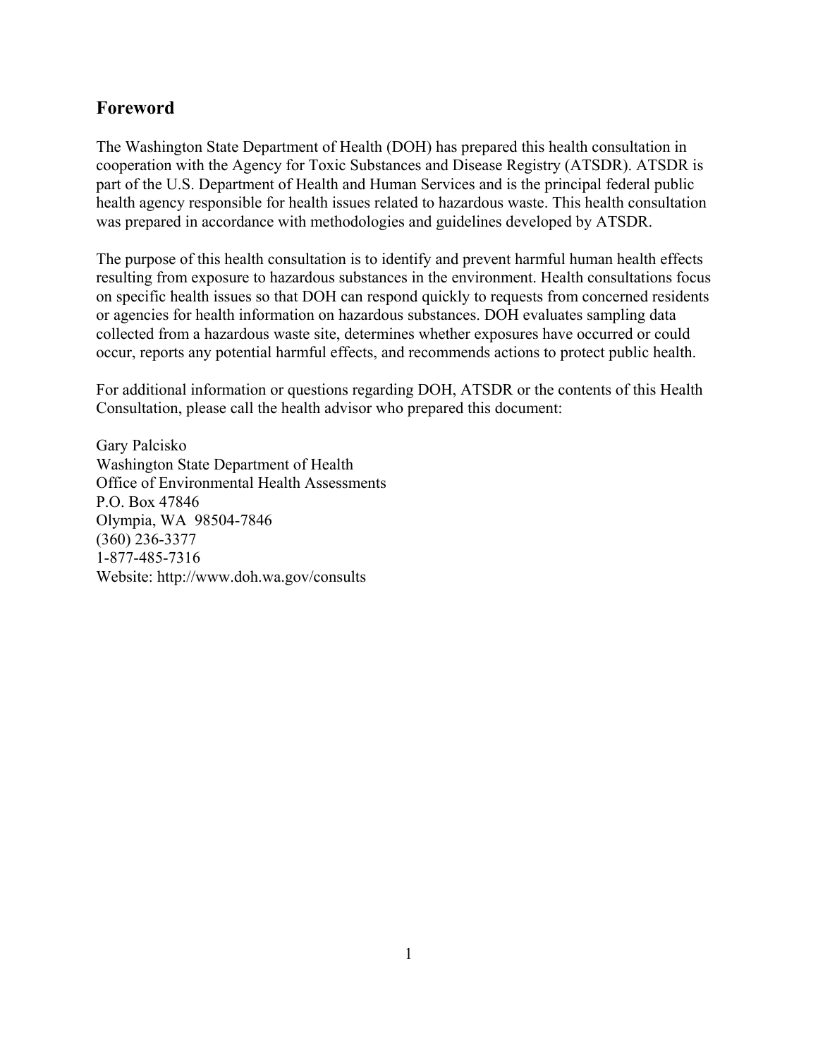## Foreword

The Washington State Department of Health (DOH) has prepared this health consultation in cooperation with the Agency for Toxic Substances and Disease Registry (ATSDR). ATSDR is part of the U.S. Department of Health and Human Services and is the principal federal public health agency responsible for health issues related to hazardous waste. This health consultation was prepared in accordance with methodologies and guidelines developed by ATSDR.

The purpose of this health consultation is to identify and prevent harmful human health effects resulting from exposure to hazardous substances in the environment. Health consultations focus on specific health issues so that DOH can respond quickly to requests from concerned residents or agencies for health information on hazardous substances. DOH evaluates sampling data collected from a hazardous waste site, determines whether exposures have occurred or could occur, reports any potential harmful effects, and recommends actions to protect public health.

For additional information or questions regarding DOH, ATSDR or the contents of this Health Consultation, please call the health advisor who prepared this document:

Gary Palcisko
Washington State Department of Health
Office of Environmental Health Assessments
P.O. Box 47846
Olympia, WA 98504-7846
(360) 236-3377
1-877-485-7316
Website: http://www.doh.wa.gov/consults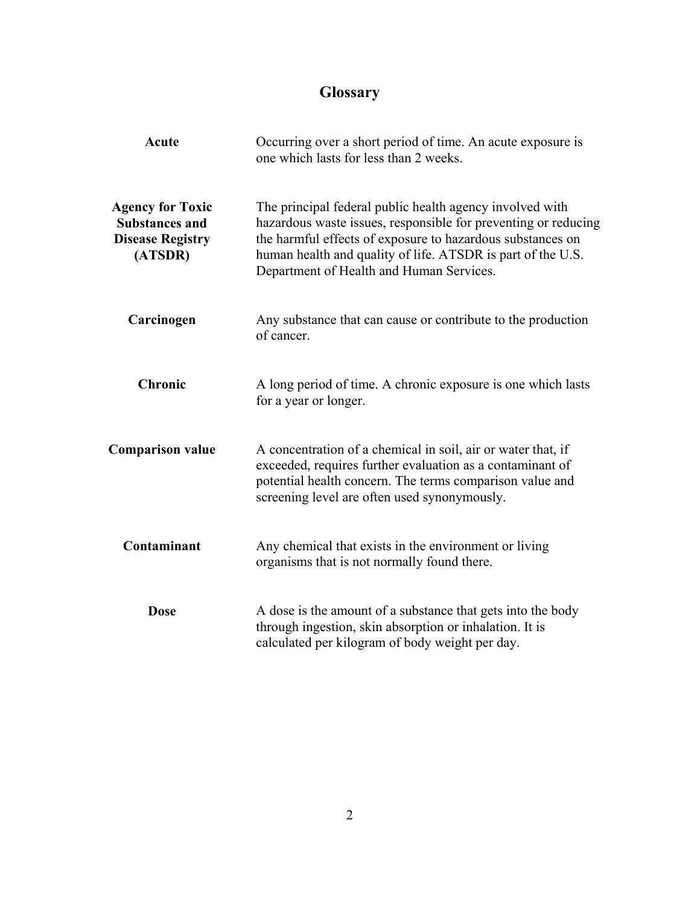# Glossary

**Acute**
Occurring over a short period of time. An acute exposure is one which lasts for less than 2 weeks.

**Agency for Toxic Substances and Disease Registry (ATSDR)**
The principal federal public health agency involved with hazardous waste issues, responsible for preventing or reducing the harmful effects of exposure to hazardous substances on human health and quality of life. ATSDR is part of the U.S. Department of Health and Human Services.

**Carcinogen**
Any substance that can cause or contribute to the production of cancer.

**Chronic**
A long period of time. A chronic exposure is one which lasts for a year or longer.

**Comparison value**
A concentration of a chemical in soil, air or water that, if exceeded, requires further evaluation as a contaminant of potential health concern. The terms comparison value and screening level are often used synonymously.

**Contaminant**
Any chemical that exists in the environment or living organisms that is not normally found there.

**Dose**
A dose is the amount of a substance that gets into the body through ingestion, skin absorption or inhalation. It is calculated per kilogram of body weight per day.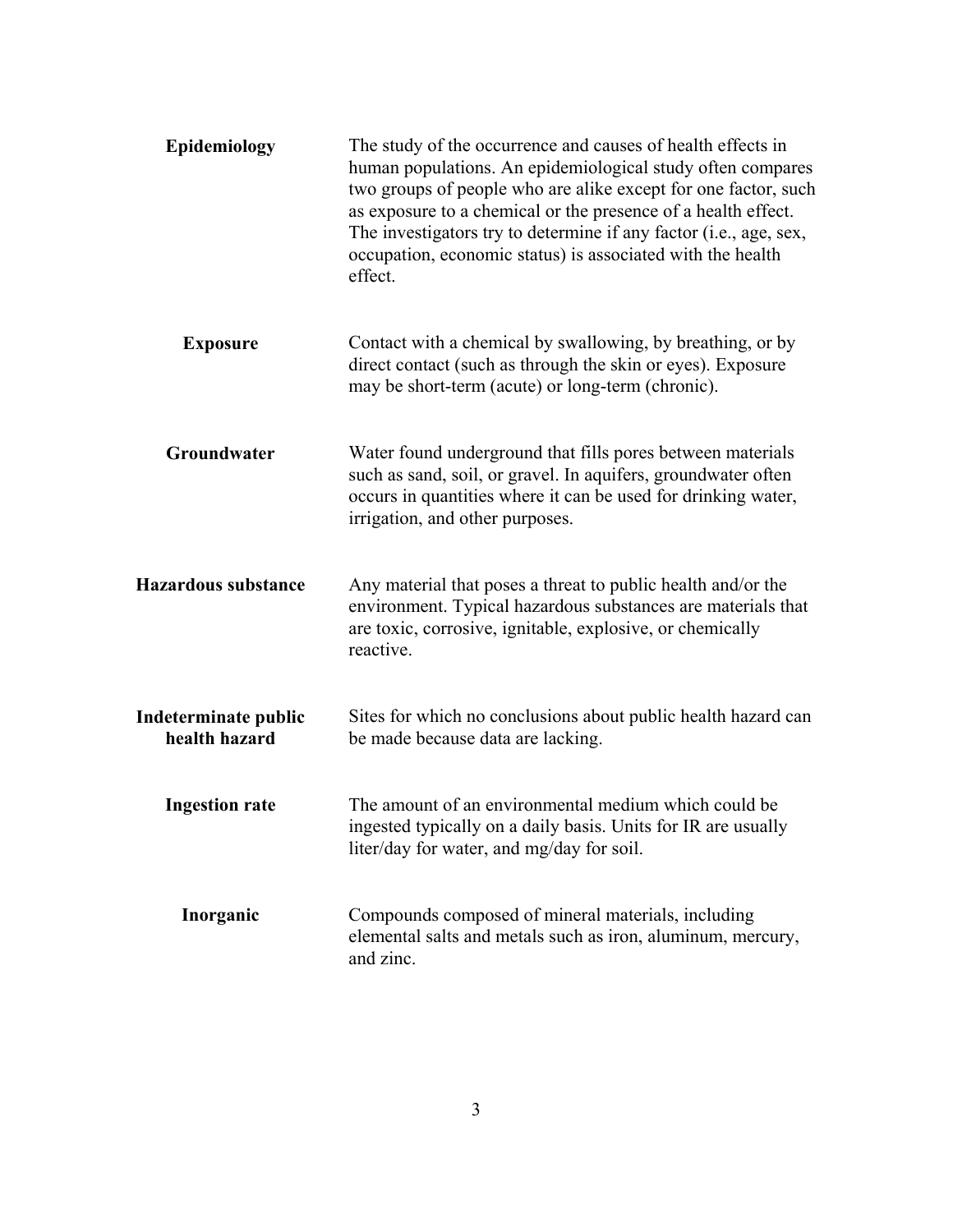**Epidemiology** The study of the occurrence and causes of health effects in human populations. An epidemiological study often compares two groups of people who are alike except for one factor, such as exposure to a chemical or the presence of a health effect. The investigators try to determine if any factor (i.e., age, sex, occupation, economic status) is associated with the health effect.

**Exposure** Contact with a chemical by swallowing, by breathing, or by direct contact (such as through the skin or eyes). Exposure may be short-term (acute) or long-term (chronic).

**Groundwater** Water found underground that fills pores between materials such as sand, soil, or gravel. In aquifers, groundwater often occurs in quantities where it can be used for drinking water, irrigation, and other purposes.

**Hazardous substance** Any material that poses a threat to public health and/or the environment. Typical hazardous substances are materials that are toxic, corrosive, ignitable, explosive, or chemically reactive.

**Indeterminate public health hazard** Sites for which no conclusions about public health hazard can be made because data are lacking.

**Ingestion rate** The amount of an environmental medium which could be ingested typically on a daily basis. Units for IR are usually liter/day for water, and mg/day for soil.

**Inorganic** Compounds composed of mineral materials, including elemental salts and metals such as iron, aluminum, mercury, and zinc.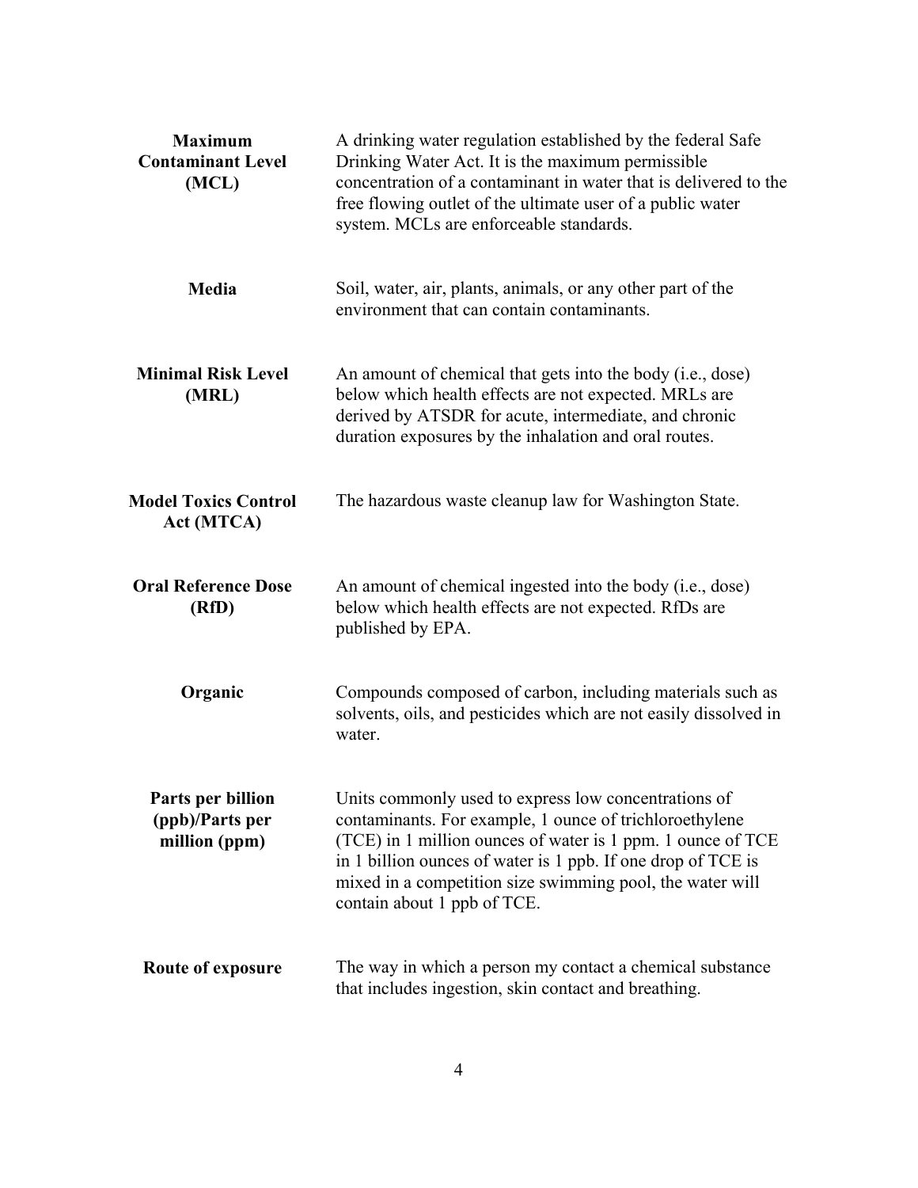| | |
|---|---|
| **Maximum Contaminant Level (MCL)** | A drinking water regulation established by the federal Safe Drinking Water Act. It is the maximum permissible concentration of a contaminant in water that is delivered to the free flowing outlet of the ultimate user of a public water system. MCLs are enforceable standards. |
| **Media** | Soil, water, air, plants, animals, or any other part of the environment that can contain contaminants. |
| **Minimal Risk Level (MRL)** | An amount of chemical that gets into the body (i.e., dose) below which health effects are not expected. MRLs are derived by ATSDR for acute, intermediate, and chronic duration exposures by the inhalation and oral routes. |
| **Model Toxics Control Act (MTCA)** | The hazardous waste cleanup law for Washington State. |
| **Oral Reference Dose (RfD)** | An amount of chemical ingested into the body (i.e., dose) below which health effects are not expected. RfDs are published by EPA. |
| **Organic** | Compounds composed of carbon, including materials such as solvents, oils, and pesticides which are not easily dissolved in water. |
| **Parts per billion (ppb)/Parts per million (ppm)** | Units commonly used to express low concentrations of contaminants. For example, 1 ounce of trichloroethylene (TCE) in 1 million ounces of water is 1 ppm. 1 ounce of TCE in 1 billion ounces of water is 1 ppb. If one drop of TCE is mixed in a competition size swimming pool, the water will contain about 1 ppb of TCE. |
| **Route of exposure** | The way in which a person my contact a chemical substance that includes ingestion, skin contact and breathing. |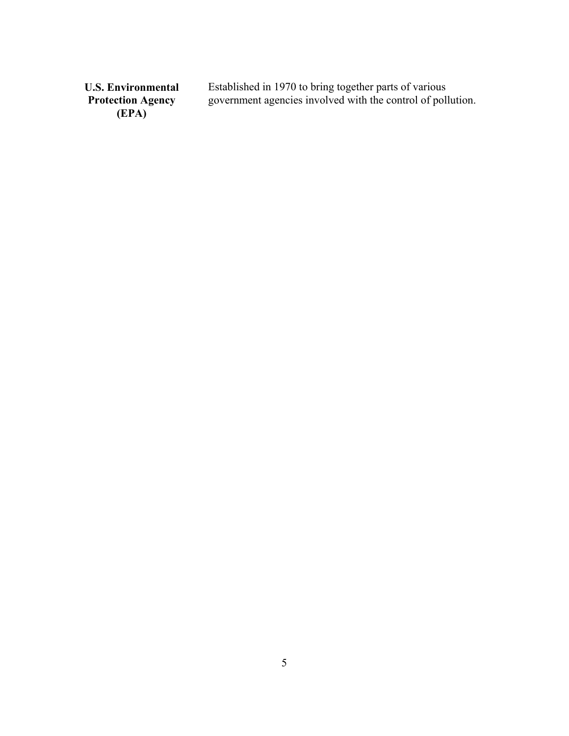| | |
|---|---|
| **U.S. Environmental Protection Agency (EPA)** | Established in 1970 to bring together parts of various government agencies involved with the control of pollution. |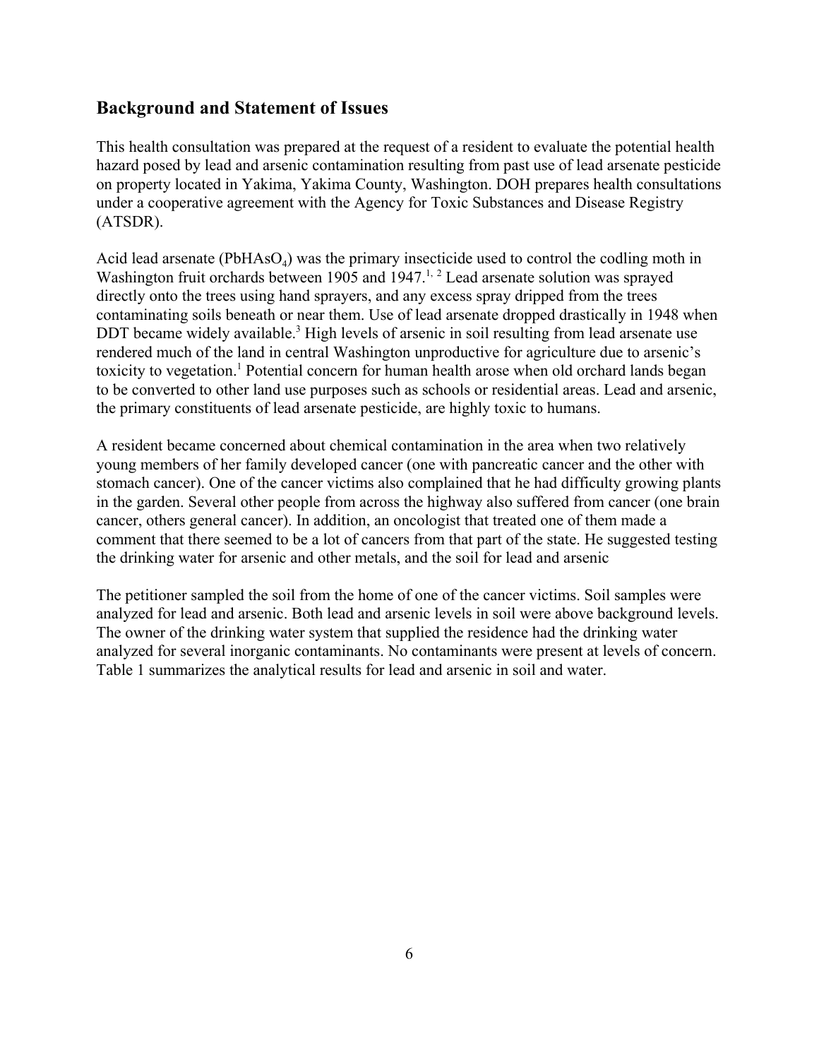## Background and Statement of Issues

This health consultation was prepared at the request of a resident to evaluate the potential health hazard posed by lead and arsenic contamination resulting from past use of lead arsenate pesticide on property located in Yakima, Yakima County, Washington. DOH prepares health consultations under a cooperative agreement with the Agency for Toxic Substances and Disease Registry (ATSDR).

Acid lead arsenate ($PbHAsO_4$) was the primary insecticide used to control the codling moth in Washington fruit orchards between 1905 and 1947.[1, 2] Lead arsenate solution was sprayed directly onto the trees using hand sprayers, and any excess spray dripped from the trees contaminating soils beneath or near them. Use of lead arsenate dropped drastically in 1948 when DDT became widely available.[3] High levels of arsenic in soil resulting from lead arsenate use rendered much of the land in central Washington unproductive for agriculture due to arsenic's toxicity to vegetation.[1] Potential concern for human health arose when old orchard lands began to be converted to other land use purposes such as schools or residential areas. Lead and arsenic, the primary constituents of lead arsenate pesticide, are highly toxic to humans.

A resident became concerned about chemical contamination in the area when two relatively young members of her family developed cancer (one with pancreatic cancer and the other with stomach cancer). One of the cancer victims also complained that he had difficulty growing plants in the garden. Several other people from across the highway also suffered from cancer (one brain cancer, others general cancer). In addition, an oncologist that treated one of them made a comment that there seemed to be a lot of cancers from that part of the state. He suggested testing the drinking water for arsenic and other metals, and the soil for lead and arsenic

The petitioner sampled the soil from the home of one of the cancer victims. Soil samples were analyzed for lead and arsenic. Both lead and arsenic levels in soil were above background levels. The owner of the drinking water system that supplied the residence had the drinking water analyzed for several inorganic contaminants. No contaminants were present at levels of concern. Table 1 summarizes the analytical results for lead and arsenic in soil and water.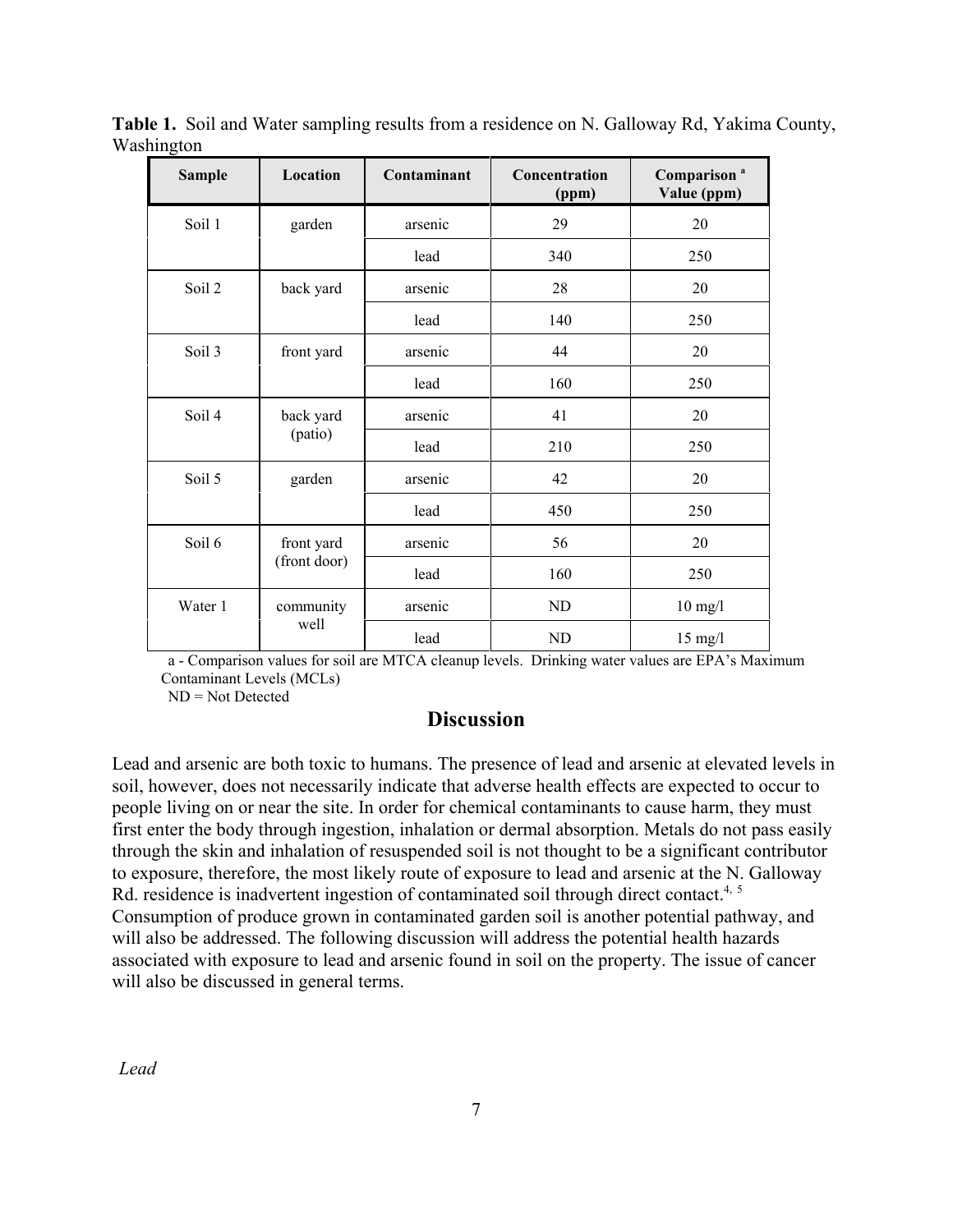**Table 1.** Soil and Water sampling results from a residence on N. Galloway Rd, Yakima County, Washington

| Sample | Location | Contaminant | Concentration (ppm) | Comparison [a] Value (ppm) |
|---|---|---|---|---|
| Soil 1 | garden | arsenic | 29 | 20 |
| | | lead | 340 | 250 |
| Soil 2 | back yard | arsenic | 28 | 20 |
| | | lead | 140 | 250 |
| Soil 3 | front yard | arsenic | 44 | 20 |
| | | lead | 160 | 250 |
| Soil 4 | back yard (patio) | arsenic | 41 | 20 |
| | | lead | 210 | 250 |
| Soil 5 | garden | arsenic | 42 | 20 |
| | | lead | 450 | 250 |
| Soil 6 | front yard (front door) | arsenic | 56 | 20 |
| | | lead | 160 | 250 |
| Water 1 | community well | arsenic | ND | 10 mg/l |
| | | lead | ND | 15 mg/l |

a - Comparison values for soil are MTCA cleanup levels. Drinking water values are EPA's Maximum Contaminant Levels (MCLs)
ND = Not Detected

## Discussion

Lead and arsenic are both toxic to humans. The presence of lead and arsenic at elevated levels in soil, however, does not necessarily indicate that adverse health effects are expected to occur to people living on or near the site. In order for chemical contaminants to cause harm, they must first enter the body through ingestion, inhalation or dermal absorption. Metals do not pass easily through the skin and inhalation of resuspended soil is not thought to be a significant contributor to exposure, therefore, the most likely route of exposure to lead and arsenic at the N. Galloway Rd. residence is inadvertent ingestion of contaminated soil through direct contact.[4, 5] Consumption of produce grown in contaminated garden soil is another potential pathway, and will also be addressed. The following discussion will address the potential health hazards associated with exposure to lead and arsenic found in soil on the property. The issue of cancer will also be discussed in general terms.

*Lead*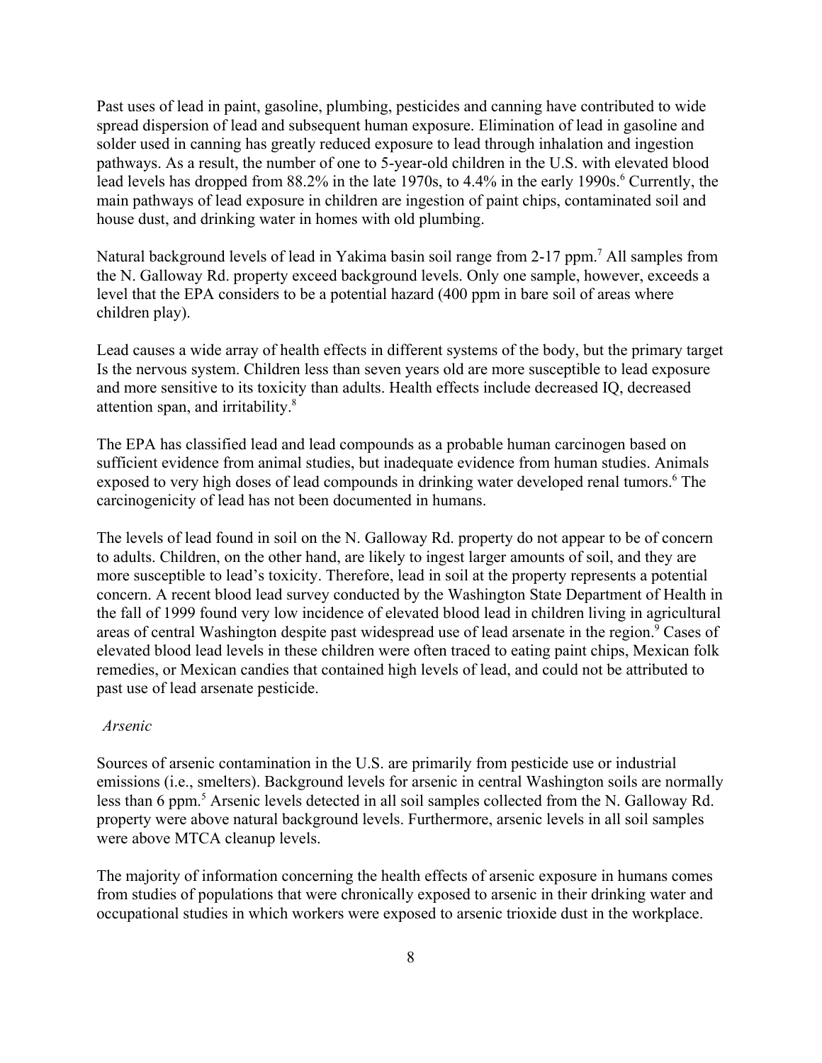Past uses of lead in paint, gasoline, plumbing, pesticides and canning have contributed to wide spread dispersion of lead and subsequent human exposure. Elimination of lead in gasoline and solder used in canning has greatly reduced exposure to lead through inhalation and ingestion pathways. As a result, the number of one to 5-year-old children in the U.S. with elevated blood lead levels has dropped from 88.2% in the late 1970s, to 4.4% in the early 1990s.[6] Currently, the main pathways of lead exposure in children are ingestion of paint chips, contaminated soil and house dust, and drinking water in homes with old plumbing.

Natural background levels of lead in Yakima basin soil range from 2-17 ppm.[7] All samples from the N. Galloway Rd. property exceed background levels. Only one sample, however, exceeds a level that the EPA considers to be a potential hazard (400 ppm in bare soil of areas where children play).

Lead causes a wide array of health effects in different systems of the body, but the primary target Is the nervous system. Children less than seven years old are more susceptible to lead exposure and more sensitive to its toxicity than adults. Health effects include decreased IQ, decreased attention span, and irritability.[8]

The EPA has classified lead and lead compounds as a probable human carcinogen based on sufficient evidence from animal studies, but inadequate evidence from human studies. Animals exposed to very high doses of lead compounds in drinking water developed renal tumors.[6] The carcinogenicity of lead has not been documented in humans.

The levels of lead found in soil on the N. Galloway Rd. property do not appear to be of concern to adults. Children, on the other hand, are likely to ingest larger amounts of soil, and they are more susceptible to lead's toxicity. Therefore, lead in soil at the property represents a potential concern. A recent blood lead survey conducted by the Washington State Department of Health in the fall of 1999 found very low incidence of elevated blood lead in children living in agricultural areas of central Washington despite past widespread use of lead arsenate in the region.[9] Cases of elevated blood lead levels in these children were often traced to eating paint chips, Mexican folk remedies, or Mexican candies that contained high levels of lead, and could not be attributed to past use of lead arsenate pesticide.

*Arsenic*

Sources of arsenic contamination in the U.S. are primarily from pesticide use or industrial emissions (i.e., smelters). Background levels for arsenic in central Washington soils are normally less than 6 ppm.[5] Arsenic levels detected in all soil samples collected from the N. Galloway Rd. property were above natural background levels. Furthermore, arsenic levels in all soil samples were above MTCA cleanup levels.

The majority of information concerning the health effects of arsenic exposure in humans comes from studies of populations that were chronically exposed to arsenic in their drinking water and occupational studies in which workers were exposed to arsenic trioxide dust in the workplace.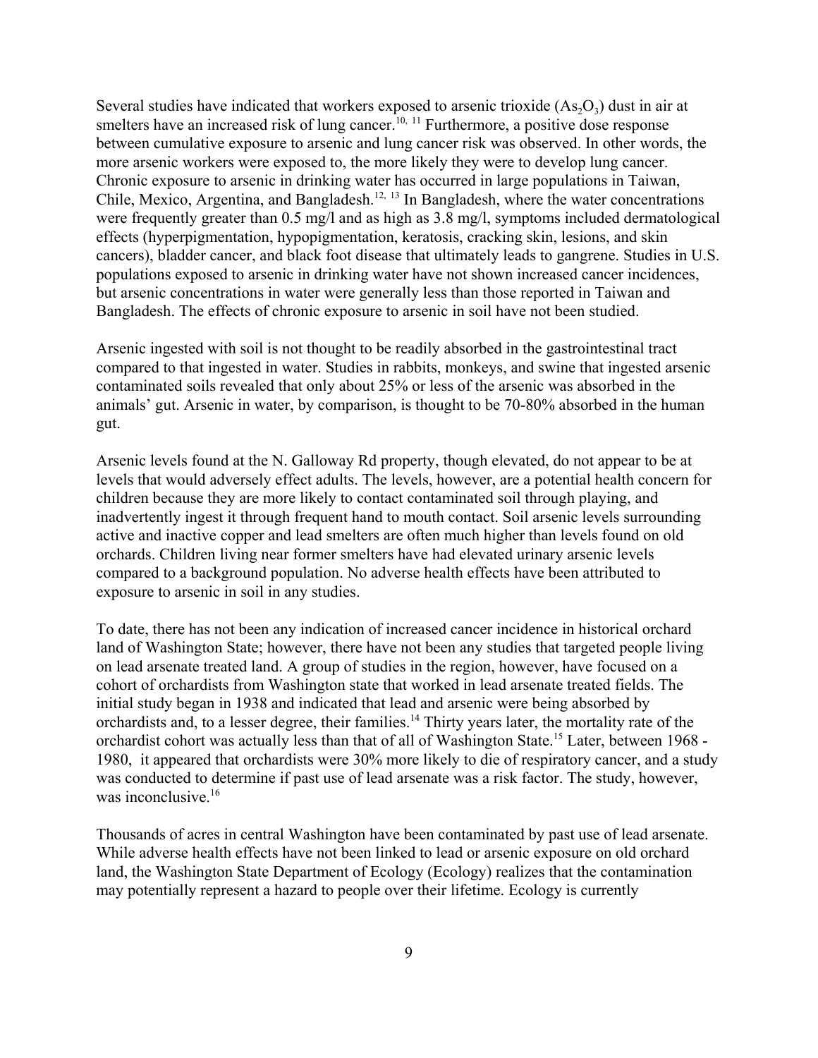Several studies have indicated that workers exposed to arsenic trioxide ($As_2O_3$) dust in air at smelters have an increased risk of lung cancer.[10, 11] Furthermore, a positive dose response between cumulative exposure to arsenic and lung cancer risk was observed. In other words, the more arsenic workers were exposed to, the more likely they were to develop lung cancer. Chronic exposure to arsenic in drinking water has occurred in large populations in Taiwan, Chile, Mexico, Argentina, and Bangladesh.[12, 13] In Bangladesh, where the water concentrations were frequently greater than 0.5 mg/l and as high as 3.8 mg/l, symptoms included dermatological effects (hyperpigmentation, hypopigmentation, keratosis, cracking skin, lesions, and skin cancers), bladder cancer, and black foot disease that ultimately leads to gangrene. Studies in U.S. populations exposed to arsenic in drinking water have not shown increased cancer incidences, but arsenic concentrations in water were generally less than those reported in Taiwan and Bangladesh. The effects of chronic exposure to arsenic in soil have not been studied.

Arsenic ingested with soil is not thought to be readily absorbed in the gastrointestinal tract compared to that ingested in water. Studies in rabbits, monkeys, and swine that ingested arsenic contaminated soils revealed that only about 25% or less of the arsenic was absorbed in the animals' gut. Arsenic in water, by comparison, is thought to be 70-80% absorbed in the human gut.

Arsenic levels found at the N. Galloway Rd property, though elevated, do not appear to be at levels that would adversely effect adults. The levels, however, are a potential health concern for children because they are more likely to contact contaminated soil through playing, and inadvertently ingest it through frequent hand to mouth contact. Soil arsenic levels surrounding active and inactive copper and lead smelters are often much higher than levels found on old orchards. Children living near former smelters have had elevated urinary arsenic levels compared to a background population. No adverse health effects have been attributed to exposure to arsenic in soil in any studies.

To date, there has not been any indication of increased cancer incidence in historical orchard land of Washington State; however, there have not been any studies that targeted people living on lead arsenate treated land. A group of studies in the region, however, have focused on a cohort of orchardists from Washington state that worked in lead arsenate treated fields. The initial study began in 1938 and indicated that lead and arsenic were being absorbed by orchardists and, to a lesser degree, their families.[14] Thirty years later, the mortality rate of the orchardist cohort was actually less than that of all of Washington State.[15] Later, between 1968 - 1980, it appeared that orchardists were 30% more likely to die of respiratory cancer, and a study was conducted to determine if past use of lead arsenate was a risk factor. The study, however, was inconclusive.[16]

Thousands of acres in central Washington have been contaminated by past use of lead arsenate. While adverse health effects have not been linked to lead or arsenic exposure on old orchard land, the Washington State Department of Ecology (Ecology) realizes that the contamination may potentially represent a hazard to people over their lifetime. Ecology is currently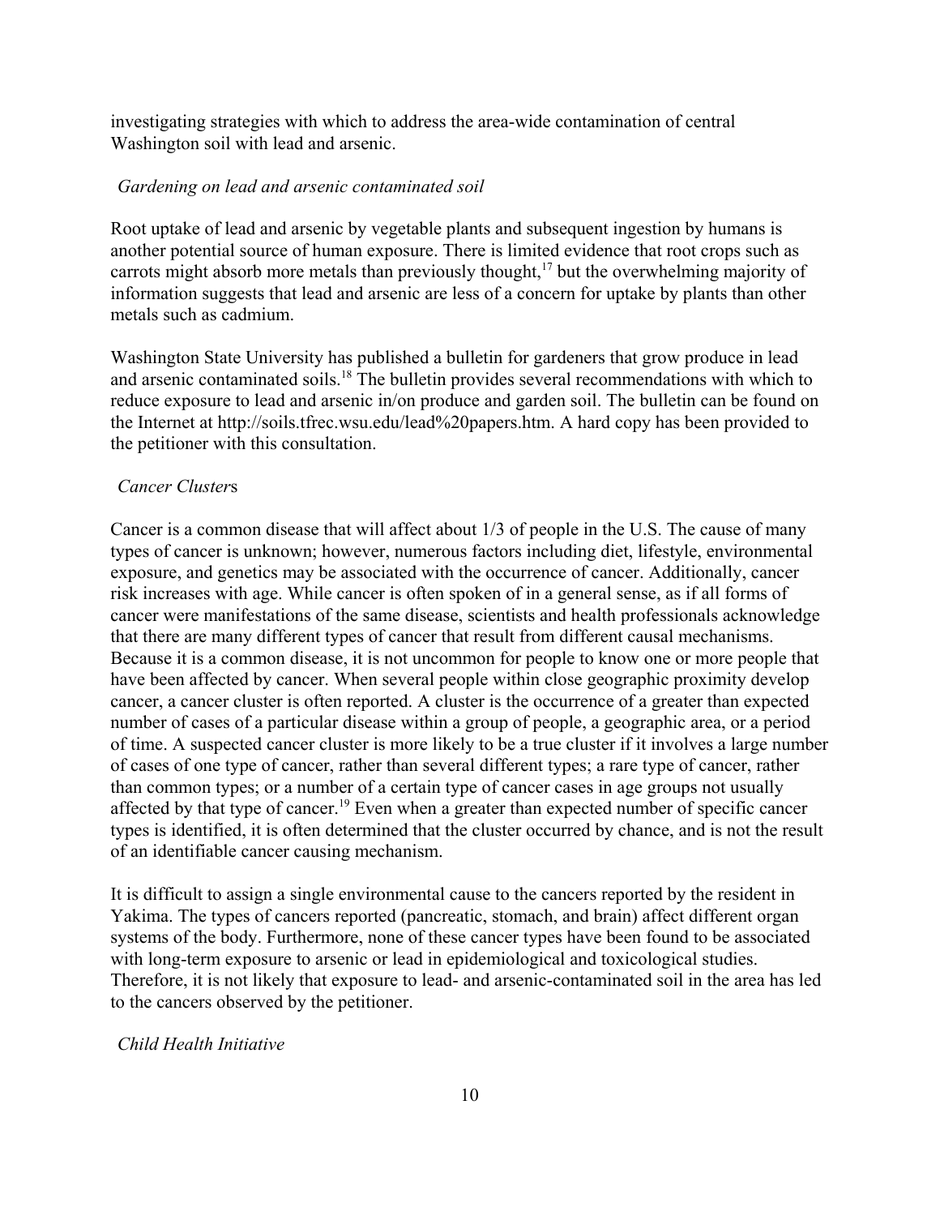investigating strategies with which to address the area-wide contamination of central Washington soil with lead and arsenic.

*Gardening on lead and arsenic contaminated soil*

Root uptake of lead and arsenic by vegetable plants and subsequent ingestion by humans is another potential source of human exposure. There is limited evidence that root crops such as carrots might absorb more metals than previously thought,[17] but the overwhelming majority of information suggests that lead and arsenic are less of a concern for uptake by plants than other metals such as cadmium.

Washington State University has published a bulletin for gardeners that grow produce in lead and arsenic contaminated soils.[18] The bulletin provides several recommendations with which to reduce exposure to lead and arsenic in/on produce and garden soil. The bulletin can be found on the Internet at http://soils.tfrec.wsu.edu/lead%20papers.htm. A hard copy has been provided to the petitioner with this consultation.

*Cancer Clusters*

Cancer is a common disease that will affect about 1/3 of people in the U.S. The cause of many types of cancer is unknown; however, numerous factors including diet, lifestyle, environmental exposure, and genetics may be associated with the occurrence of cancer. Additionally, cancer risk increases with age. While cancer is often spoken of in a general sense, as if all forms of cancer were manifestations of the same disease, scientists and health professionals acknowledge that there are many different types of cancer that result from different causal mechanisms. Because it is a common disease, it is not uncommon for people to know one or more people that have been affected by cancer. When several people within close geographic proximity develop cancer, a cancer cluster is often reported. A cluster is the occurrence of a greater than expected number of cases of a particular disease within a group of people, a geographic area, or a period of time. A suspected cancer cluster is more likely to be a true cluster if it involves a large number of cases of one type of cancer, rather than several different types; a rare type of cancer, rather than common types; or a number of a certain type of cancer cases in age groups not usually affected by that type of cancer.[19] Even when a greater than expected number of specific cancer types is identified, it is often determined that the cluster occurred by chance, and is not the result of an identifiable cancer causing mechanism.

It is difficult to assign a single environmental cause to the cancers reported by the resident in Yakima. The types of cancers reported (pancreatic, stomach, and brain) affect different organ systems of the body. Furthermore, none of these cancer types have been found to be associated with long-term exposure to arsenic or lead in epidemiological and toxicological studies. Therefore, it is not likely that exposure to lead- and arsenic-contaminated soil in the area has led to the cancers observed by the petitioner.

*Child Health Initiative*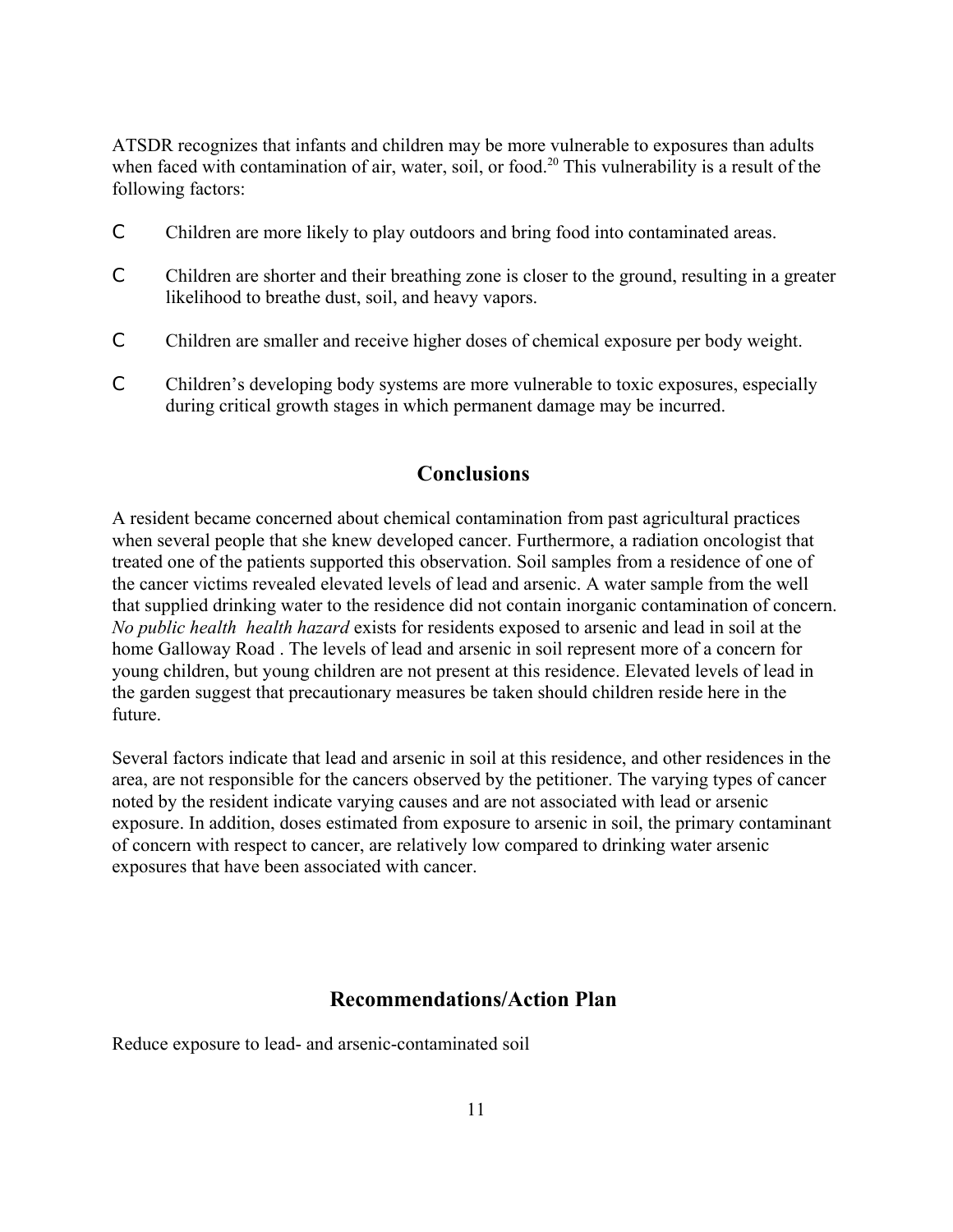ATSDR recognizes that infants and children may be more vulnerable to exposures than adults when faced with contamination of air, water, soil, or food.[20] This vulnerability is a result of the following factors:

- Children are more likely to play outdoors and bring food into contaminated areas.
- Children are shorter and their breathing zone is closer to the ground, resulting in a greater likelihood to breathe dust, soil, and heavy vapors.
- Children are smaller and receive higher doses of chemical exposure per body weight.
- Children's developing body systems are more vulnerable to toxic exposures, especially during critical growth stages in which permanent damage may be incurred.

## Conclusions

A resident became concerned about chemical contamination from past agricultural practices when several people that she knew developed cancer. Furthermore, a radiation oncologist that treated one of the patients supported this observation. Soil samples from a residence of one of the cancer victims revealed elevated levels of lead and arsenic. A water sample from the well that supplied drinking water to the residence did not contain inorganic contamination of concern. *No public health  health hazard* exists for residents exposed to arsenic and lead in soil at the home Galloway Road . The levels of lead and arsenic in soil represent more of a concern for young children, but young children are not present at this residence. Elevated levels of lead in the garden suggest that precautionary measures be taken should children reside here in the future.

Several factors indicate that lead and arsenic in soil at this residence, and other residences in the area, are not responsible for the cancers observed by the petitioner. The varying types of cancer noted by the resident indicate varying causes and are not associated with lead or arsenic exposure. In addition, doses estimated from exposure to arsenic in soil, the primary contaminant of concern with respect to cancer, are relatively low compared to drinking water arsenic exposures that have been associated with cancer.

## Recommendations/Action Plan

Reduce exposure to lead- and arsenic-contaminated soil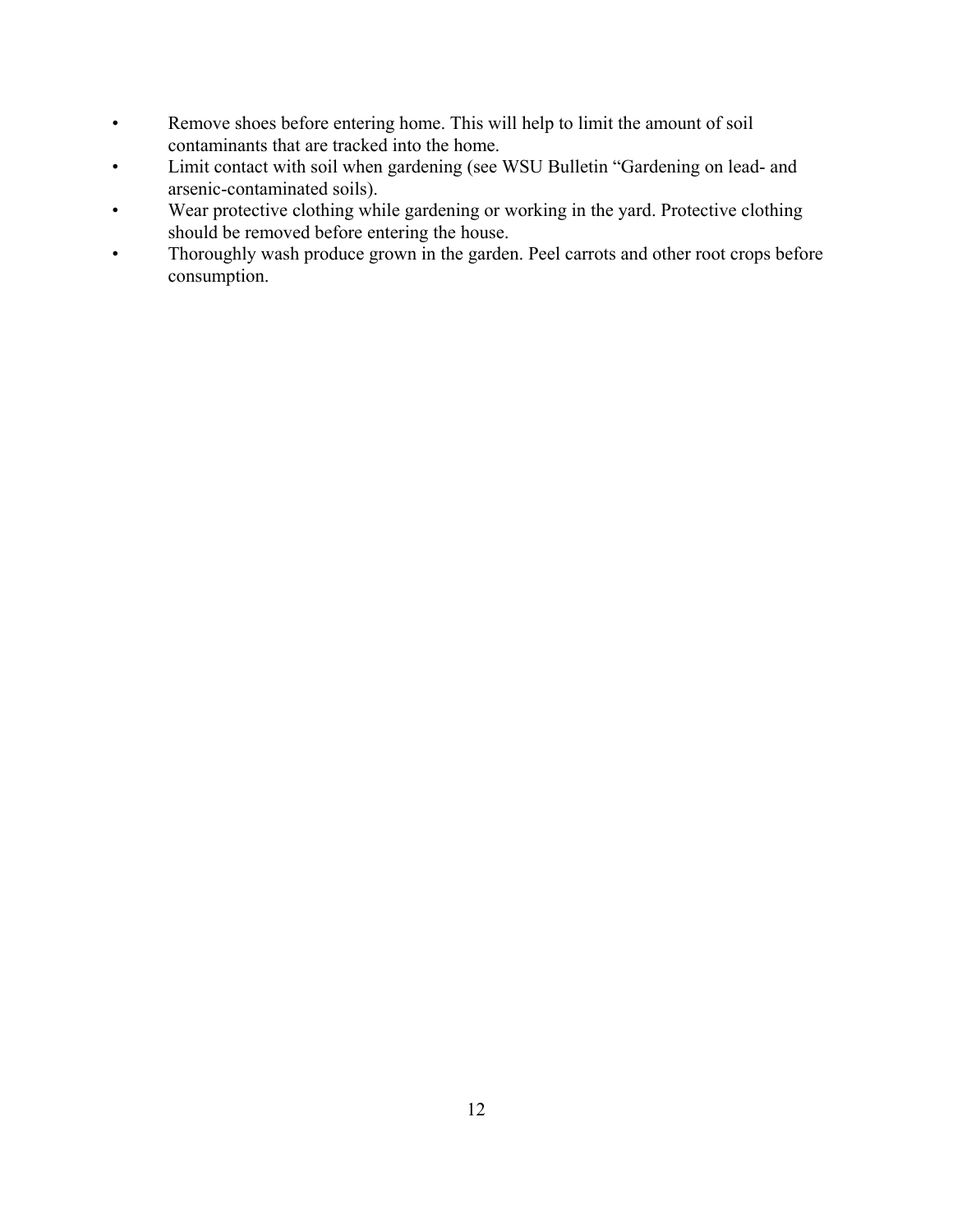- Remove shoes before entering home. This will help to limit the amount of soil contaminants that are tracked into the home.
- Limit contact with soil when gardening (see WSU Bulletin "Gardening on lead- and arsenic-contaminated soils).
- Wear protective clothing while gardening or working in the yard. Protective clothing should be removed before entering the house.
- Thoroughly wash produce grown in the garden. Peel carrots and other root crops before consumption.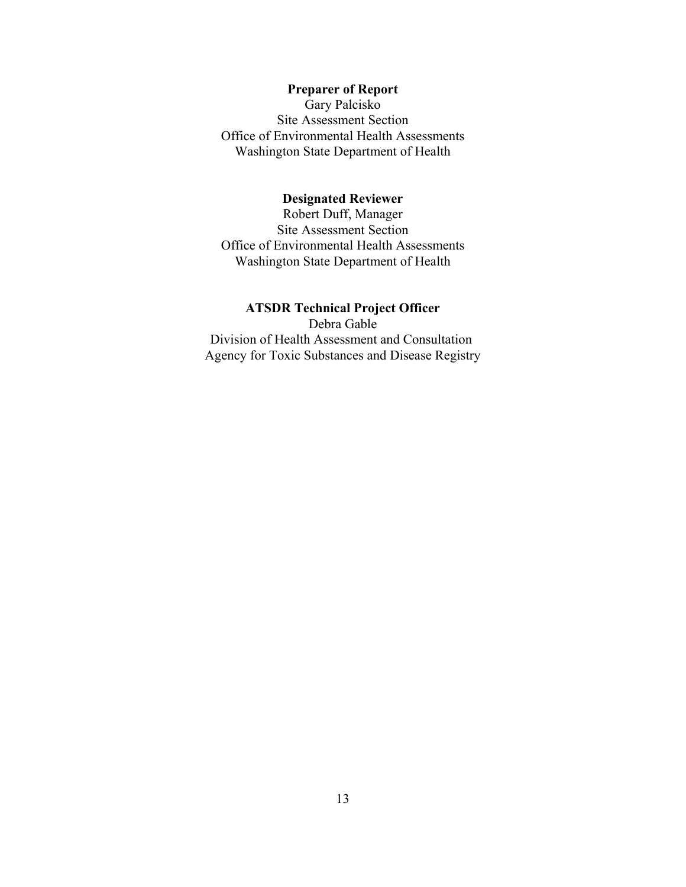**Preparer of Report**

Gary Palcisko
Site Assessment Section
Office of Environmental Health Assessments
Washington State Department of Health

**Designated Reviewer**

Robert Duff, Manager
Site Assessment Section
Office of Environmental Health Assessments
Washington State Department of Health

**ATSDR Technical Project Officer**

Debra Gable
Division of Health Assessment and Consultation
Agency for Toxic Substances and Disease Registry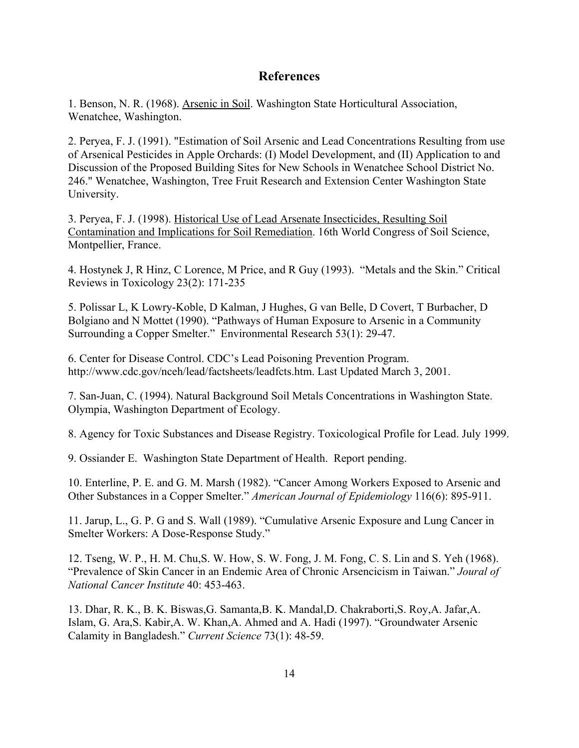## References

1. Benson, N. R. (1968). Arsenic in Soil. Washington State Horticultural Association, Wenatchee, Washington.

2. Peryea, F. J. (1991). "Estimation of Soil Arsenic and Lead Concentrations Resulting from use of Arsenical Pesticides in Apple Orchards: (I) Model Development, and (II) Application to and Discussion of the Proposed Building Sites for New Schools in Wenatchee School District No. 246." Wenatchee, Washington, Tree Fruit Research and Extension Center Washington State University.

3. Peryea, F. J. (1998). Historical Use of Lead Arsenate Insecticides, Resulting Soil Contamination and Implications for Soil Remediation. 16th World Congress of Soil Science, Montpellier, France.

4. Hostynek J, R Hinz, C Lorence, M Price, and R Guy (1993). "Metals and the Skin." Critical Reviews in Toxicology 23(2): 171-235

5. Polissar L, K Lowry-Koble, D Kalman, J Hughes, G van Belle, D Covert, T Burbacher, D Bolgiano and N Mottet (1990). "Pathways of Human Exposure to Arsenic in a Community Surrounding a Copper Smelter." Environmental Research 53(1): 29-47.

6. Center for Disease Control. CDC's Lead Poisoning Prevention Program. http://www.cdc.gov/nceh/lead/factsheets/leadfcts.htm. Last Updated March 3, 2001.

7. San-Juan, C. (1994). Natural Background Soil Metals Concentrations in Washington State. Olympia, Washington Department of Ecology.

8. Agency for Toxic Substances and Disease Registry. Toxicological Profile for Lead. July 1999.

9. Ossiander E. Washington State Department of Health. Report pending.

10. Enterline, P. E. and G. M. Marsh (1982). "Cancer Among Workers Exposed to Arsenic and Other Substances in a Copper Smelter." *American Journal of Epidemiology* 116(6): 895-911.

11. Jarup, L., G. P. G and S. Wall (1989). "Cumulative Arsenic Exposure and Lung Cancer in Smelter Workers: A Dose-Response Study."

12. Tseng, W. P., H. M. Chu,S. W. How, S. W. Fong, J. M. Fong, C. S. Lin and S. Yeh (1968). "Prevalence of Skin Cancer in an Endemic Area of Chronic Arsencicism in Taiwan." *Joural of National Cancer Institute* 40: 453-463.

13. Dhar, R. K., B. K. Biswas,G. Samanta,B. K. Mandal,D. Chakraborti,S. Roy,A. Jafar,A. Islam, G. Ara,S. Kabir,A. W. Khan,A. Ahmed and A. Hadi (1997). "Groundwater Arsenic Calamity in Bangladesh." *Current Science* 73(1): 48-59.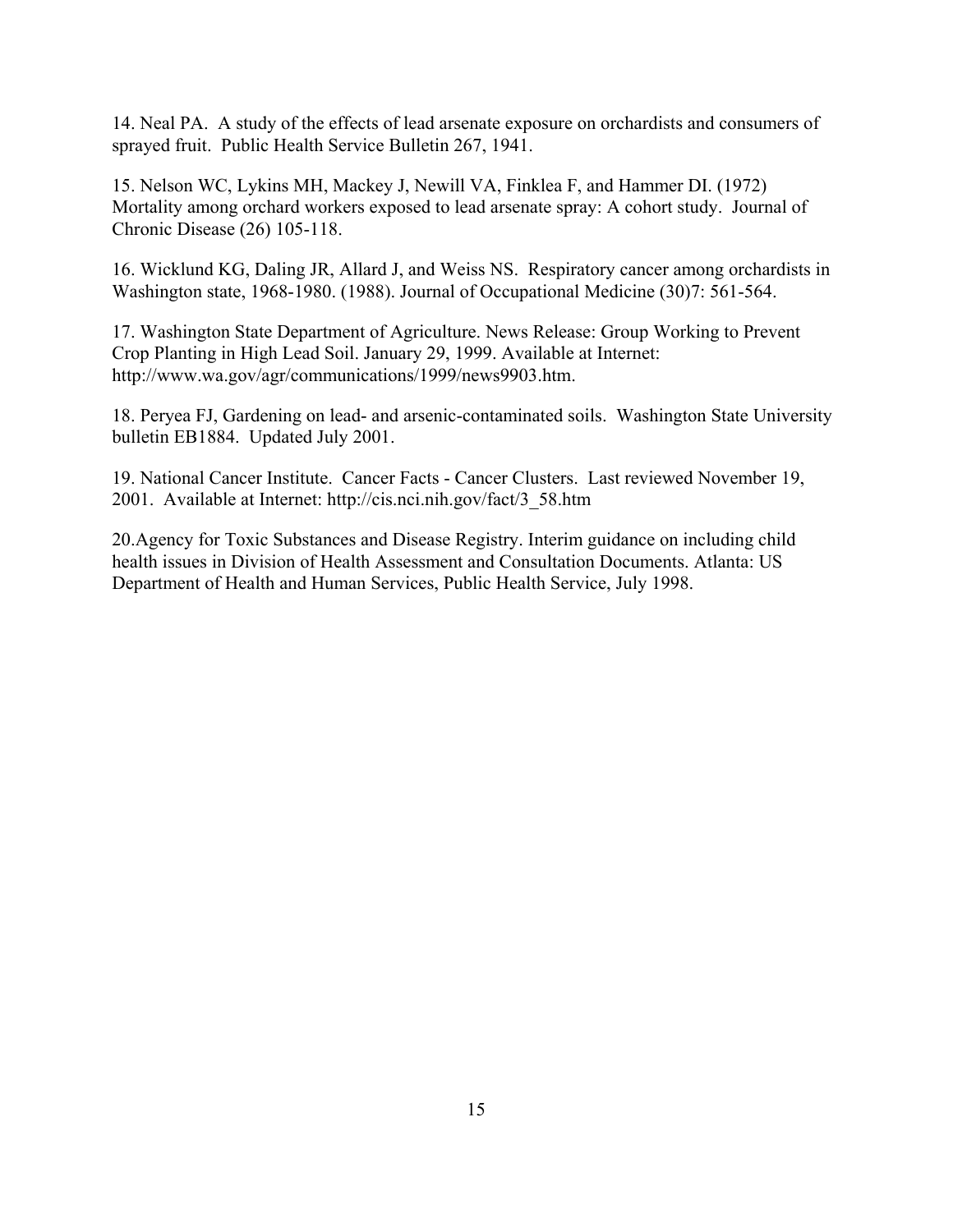14. Neal PA. A study of the effects of lead arsenate exposure on orchardists and consumers of sprayed fruit. Public Health Service Bulletin 267, 1941.

15. Nelson WC, Lykins MH, Mackey J, Newill VA, Finklea F, and Hammer DI. (1972) Mortality among orchard workers exposed to lead arsenate spray: A cohort study. Journal of Chronic Disease (26) 105-118.

16. Wicklund KG, Daling JR, Allard J, and Weiss NS. Respiratory cancer among orchardists in Washington state, 1968-1980. (1988). Journal of Occupational Medicine (30)7: 561-564.

17. Washington State Department of Agriculture. News Release: Group Working to Prevent Crop Planting in High Lead Soil. January 29, 1999. Available at Internet: http://www.wa.gov/agr/communications/1999/news9903.htm.

18. Peryea FJ, Gardening on lead- and arsenic-contaminated soils. Washington State University bulletin EB1884. Updated July 2001.

19. National Cancer Institute. Cancer Facts - Cancer Clusters. Last reviewed November 19, 2001. Available at Internet: http://cis.nci.nih.gov/fact/3_58.htm

20.Agency for Toxic Substances and Disease Registry. Interim guidance on including child health issues in Division of Health Assessment and Consultation Documents. Atlanta: US Department of Health and Human Services, Public Health Service, July 1998.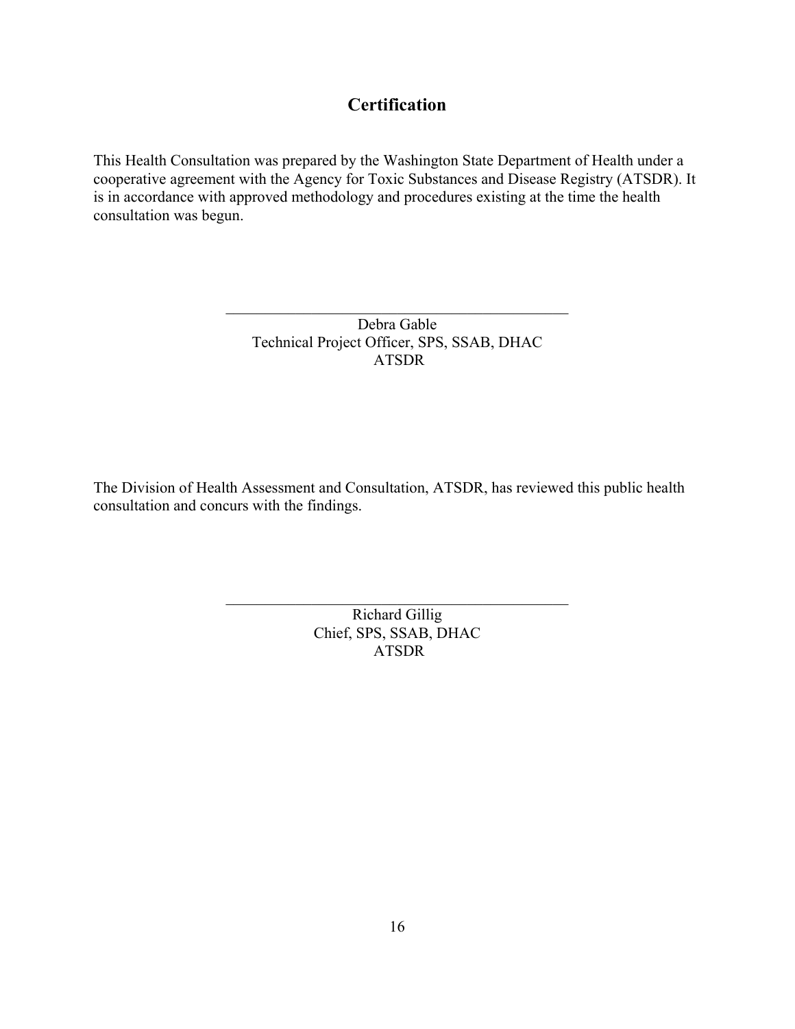# Certification

This Health Consultation was prepared by the Washington State Department of Health under a cooperative agreement with the Agency for Toxic Substances and Disease Registry (ATSDR). It is in accordance with approved methodology and procedures existing at the time the health consultation was begun.

\_\_\_\_\_\_\_\_\_\_\_\_\_\_\_\_\_\_\_\_\_\_\_\_\_\_\_\_\_\_\_\_\_\_\_\_\_\_\_\_\_\_\_\_\_\_\_\_

Debra Gable
Technical Project Officer, SPS, SSAB, DHAC
ATSDR

The Division of Health Assessment and Consultation, ATSDR, has reviewed this public health consultation and concurs with the findings.

\_\_\_\_\_\_\_\_\_\_\_\_\_\_\_\_\_\_\_\_\_\_\_\_\_\_\_\_\_\_\_\_\_\_\_\_\_\_\_\_\_\_\_\_\_\_\_\_

Richard Gillig
Chief, SPS, SSAB, DHAC
ATSDR